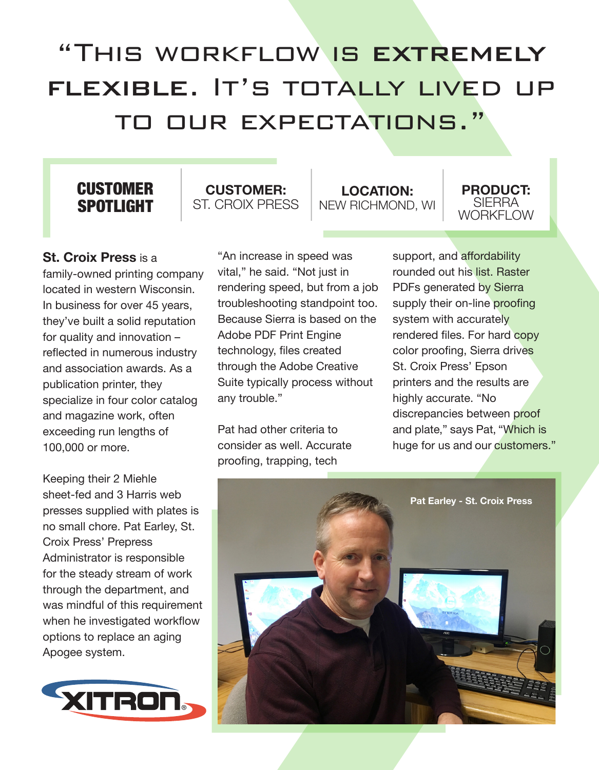# "This workflow is extremely flexible. It's totally lived up to our expectations."

**CUSTOMER SPOTLIGHT**

| **CUSTOMER:** | **LOCATION:** | **PRODUCT:** |
|---|---|---|
| ST. CROIX PRESS | NEW RICHMOND, WI | SIERRA WORKFLOW |

**St. Croix Press** is a family-owned printing company located in western Wisconsin. In business for over 45 years, they've built a solid reputation for quality and innovation – reflected in numerous industry and association awards. As a publication printer, they specialize in four color catalog and magazine work, often exceeding run lengths of 100,000 or more.

Keeping their 2 Miehle sheet-fed and 3 Harris web presses supplied with plates is no small chore. Pat Earley, St. Croix Press' Prepress Administrator is responsible for the steady stream of work through the department, and was mindful of this requirement when he investigated workflow options to replace an aging Apogee system.

"An increase in speed was vital," he said. "Not just in rendering speed, but from a job troubleshooting standpoint too. Because Sierra is based on the Adobe PDF Print Engine technology, files created through the Adobe Creative Suite typically process without any trouble."

Pat had other criteria to consider as well. Accurate proofing, trapping, tech support, and affordability rounded out his list. Raster PDFs generated by Sierra supply their on-line proofing system with accurately rendered files. For hard copy color proofing, Sierra drives St. Croix Press' Epson printers and the results are highly accurate. "No discrepancies between proof and plate," says Pat, "Which is huge for us and our customers."

Pat Earley - St. Croix Press

XITRON®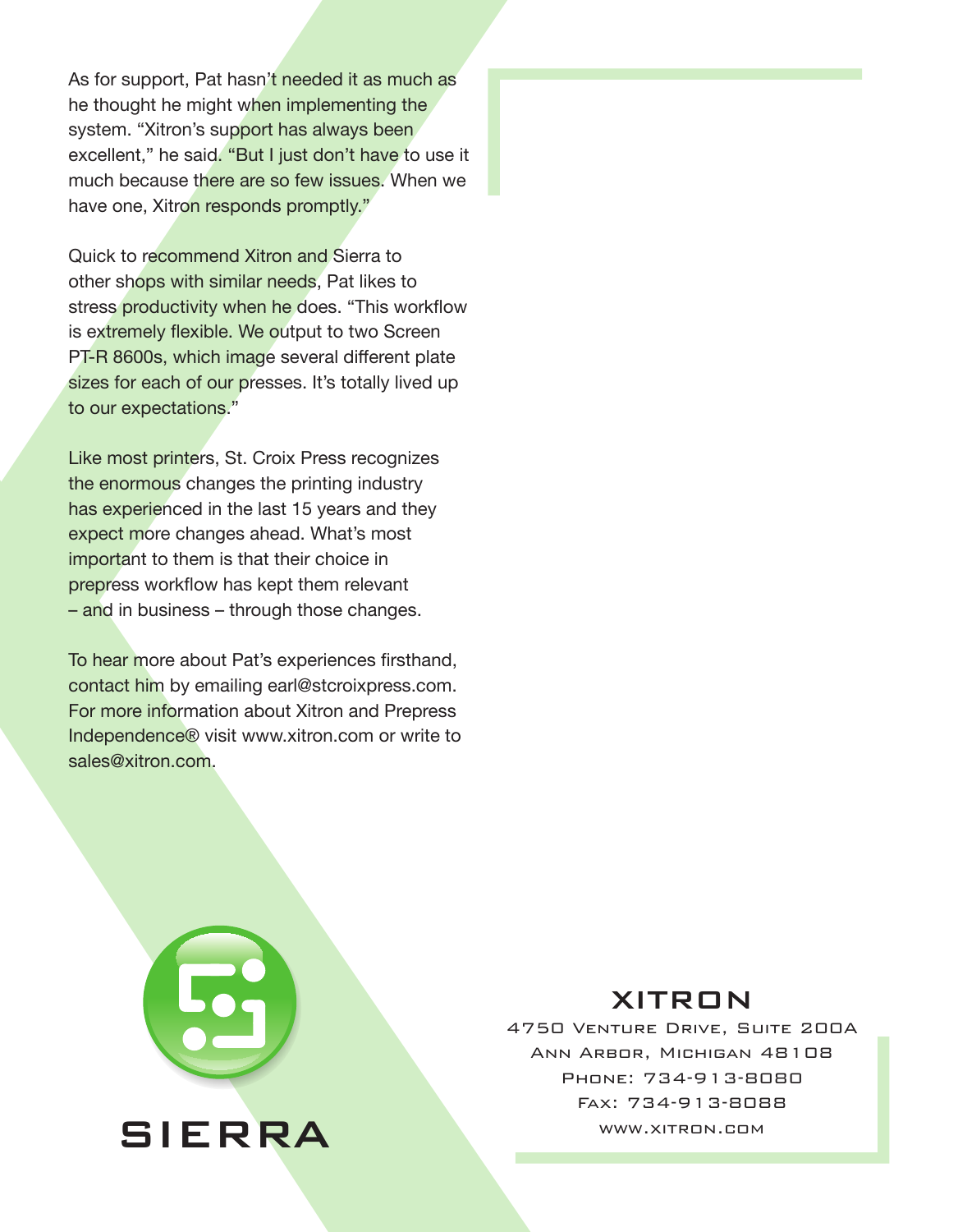As for support, Pat hasn't needed it as much as he thought he might when implementing the system. "Xitron's support has always been excellent," he said. "But I just don't have to use it much because there are so few issues. When we have one, Xitron responds promptly."

Quick to recommend Xitron and Sierra to other shops with similar needs, Pat likes to stress productivity when he does. "This workflow is extremely flexible. We output to two Screen PT-R 8600s, which image several different plate sizes for each of our presses. It's totally lived up to our expectations."

Like most printers, St. Croix Press recognizes the enormous changes the printing industry has experienced in the last 15 years and they expect more changes ahead. What's most important to them is that their choice in prepress workflow has kept them relevant – and in business – through those changes.

To hear more about Pat's experiences firsthand, contact him by emailing earl@stcroixpress.com. For more information about Xitron and Prepress Independence® visit www.xitron.com or write to sales@xitron.com.

SIERRA

XITRON

4750 Venture Drive, Suite 200A
Ann Arbor, Michigan 48108
Phone: 734-913-8080
Fax: 734-913-8088
www.xitron.com